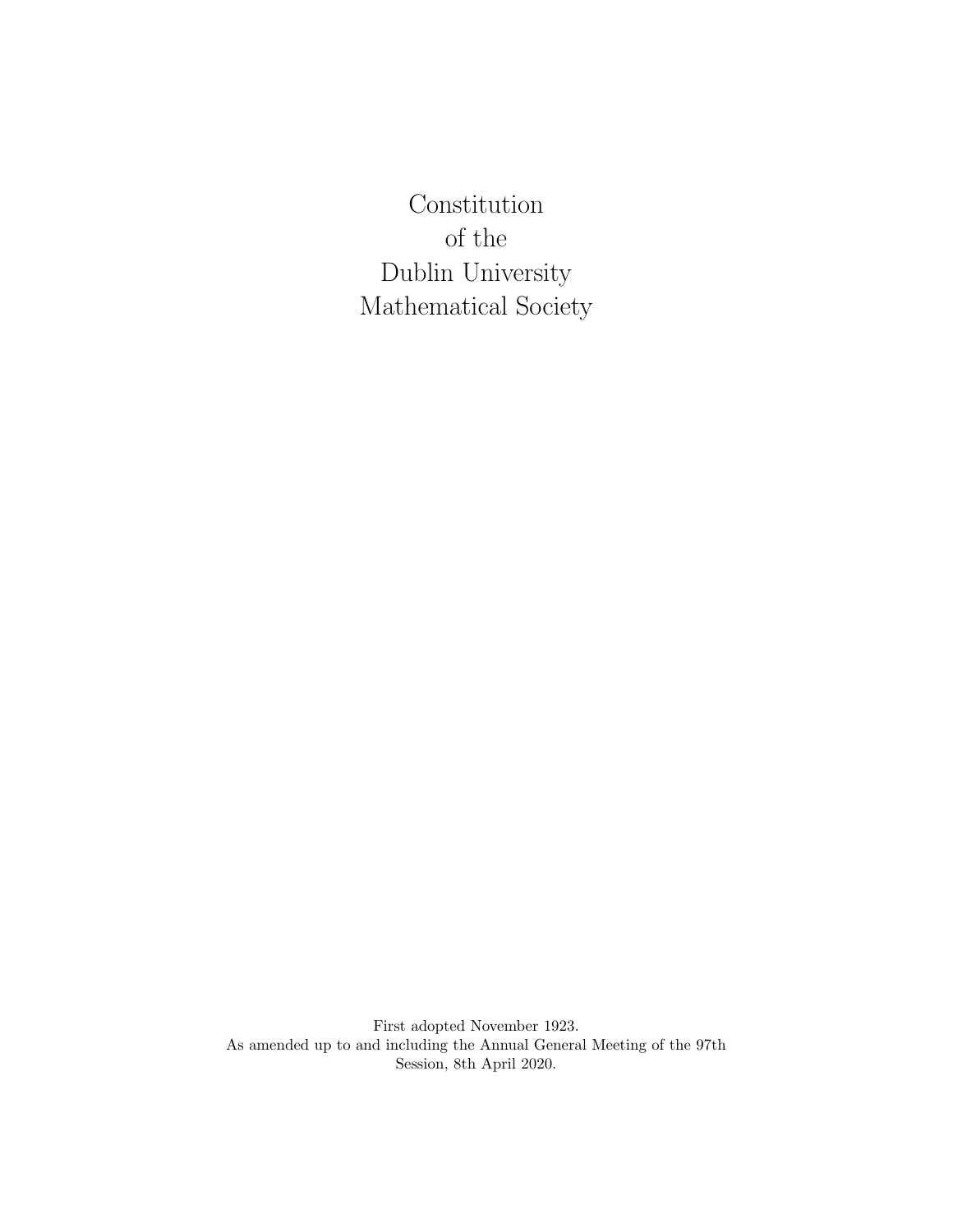# Constitution of the Dublin University Mathematical Society

First adopted November 1923.
As amended up to and including the Annual General Meeting of the 97th Session, 8th April 2020.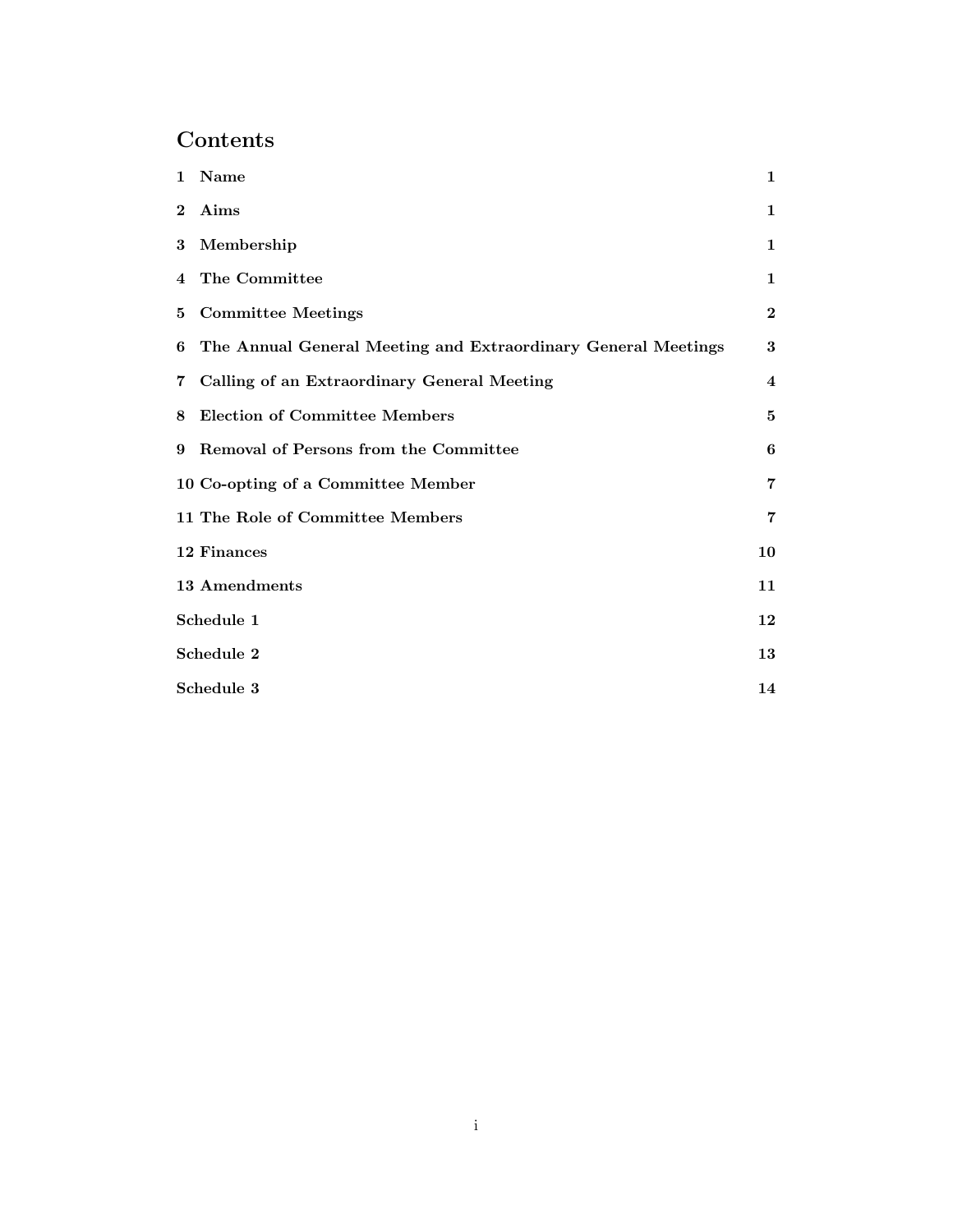# Contents

| | |
|---|---|
| 1 Name | 1 |
| 2 Aims | 1 |
| 3 Membership | 1 |
| 4 The Committee | 1 |
| 5 Committee Meetings | 2 |
| 6 The Annual General Meeting and Extraordinary General Meetings | 3 |
| 7 Calling of an Extraordinary General Meeting | 4 |
| 8 Election of Committee Members | 5 |
| 9 Removal of Persons from the Committee | 6 |
| 10 Co-opting of a Committee Member | 7 |
| 11 The Role of Committee Members | 7 |
| 12 Finances | 10 |
| 13 Amendments | 11 |
| Schedule 1 | 12 |
| Schedule 2 | 13 |
| Schedule 3 | 14 |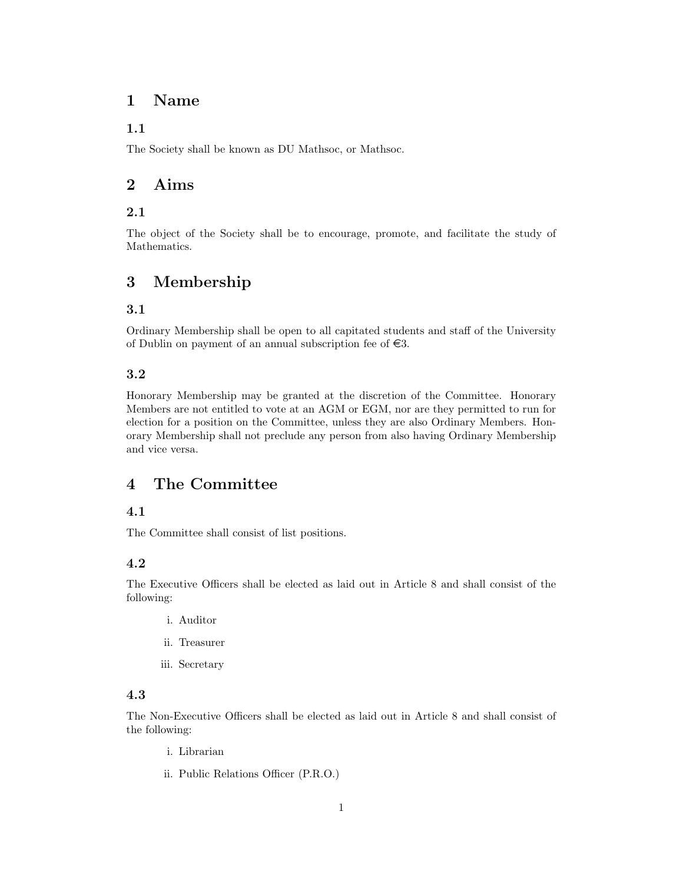# 1 Name

## 1.1

The Society shall be known as DU Mathsoc, or Mathsoc.

# 2 Aims

## 2.1

The object of the Society shall be to encourage, promote, and facilitate the study of Mathematics.

# 3 Membership

## 3.1

Ordinary Membership shall be open to all capitated students and staff of the University of Dublin on payment of an annual subscription fee of €3.

## 3.2

Honorary Membership may be granted at the discretion of the Committee. Honorary Members are not entitled to vote at an AGM or EGM, nor are they permitted to run for election for a position on the Committee, unless they are also Ordinary Members. Honorary Membership shall not preclude any person from also having Ordinary Membership and vice versa.

# 4 The Committee

## 4.1

The Committee shall consist of list positions.

## 4.2

The Executive Officers shall be elected as laid out in Article 8 and shall consist of the following:

i. Auditor

ii. Treasurer

iii. Secretary

## 4.3

The Non-Executive Officers shall be elected as laid out in Article 8 and shall consist of the following:

i. Librarian

ii. Public Relations Officer (P.R.O.)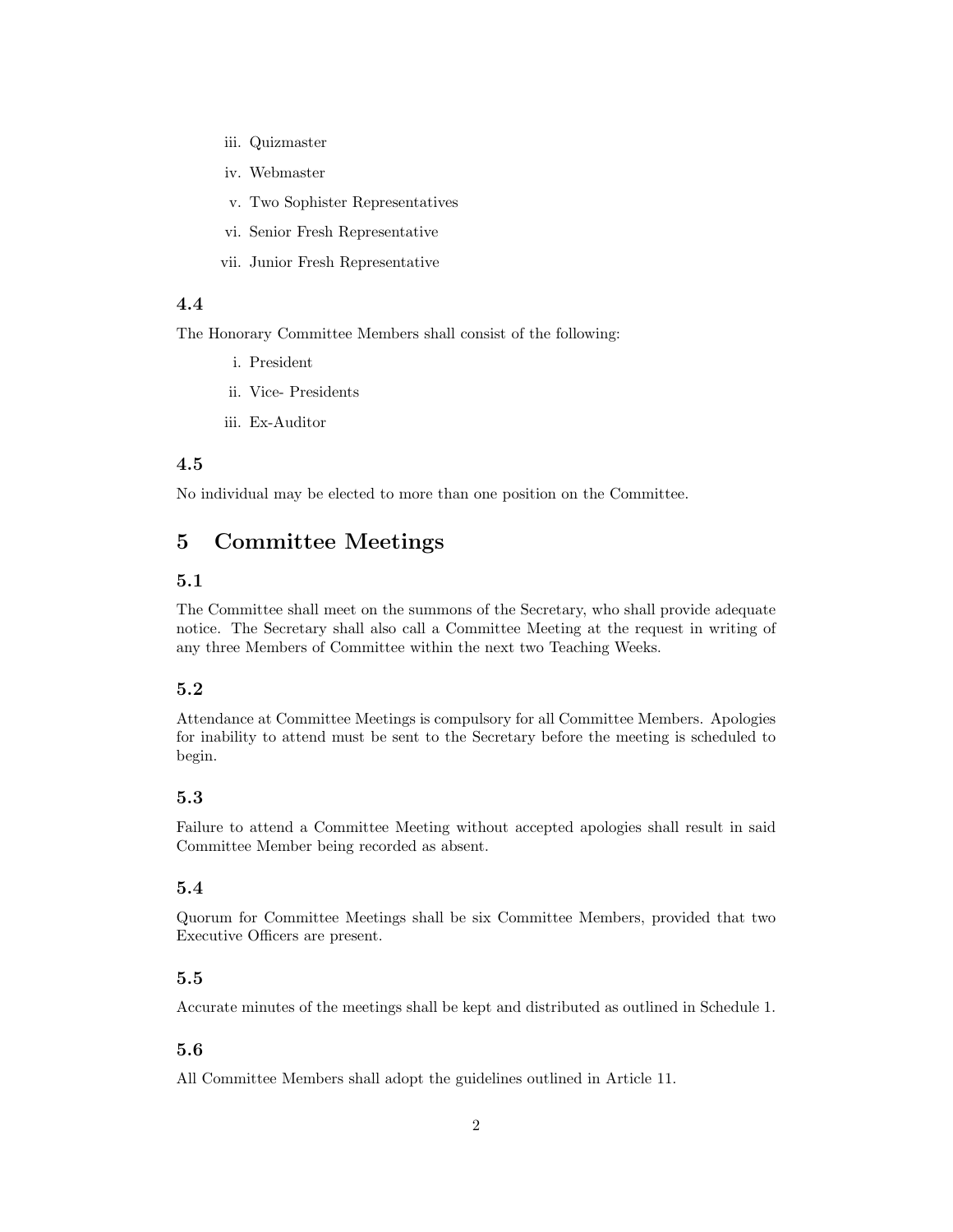iii. Quizmaster

iv. Webmaster

v. Two Sophister Representatives

vi. Senior Fresh Representative

vii. Junior Fresh Representative

### 4.4

The Honorary Committee Members shall consist of the following:

i. President

ii. Vice- Presidents

iii. Ex-Auditor

### 4.5

No individual may be elected to more than one position on the Committee.

## 5 Committee Meetings

### 5.1

The Committee shall meet on the summons of the Secretary, who shall provide adequate notice. The Secretary shall also call a Committee Meeting at the request in writing of any three Members of Committee within the next two Teaching Weeks.

### 5.2

Attendance at Committee Meetings is compulsory for all Committee Members. Apologies for inability to attend must be sent to the Secretary before the meeting is scheduled to begin.

### 5.3

Failure to attend a Committee Meeting without accepted apologies shall result in said Committee Member being recorded as absent.

### 5.4

Quorum for Committee Meetings shall be six Committee Members, provided that two Executive Officers are present.

### 5.5

Accurate minutes of the meetings shall be kept and distributed as outlined in Schedule 1.

### 5.6

All Committee Members shall adopt the guidelines outlined in Article 11.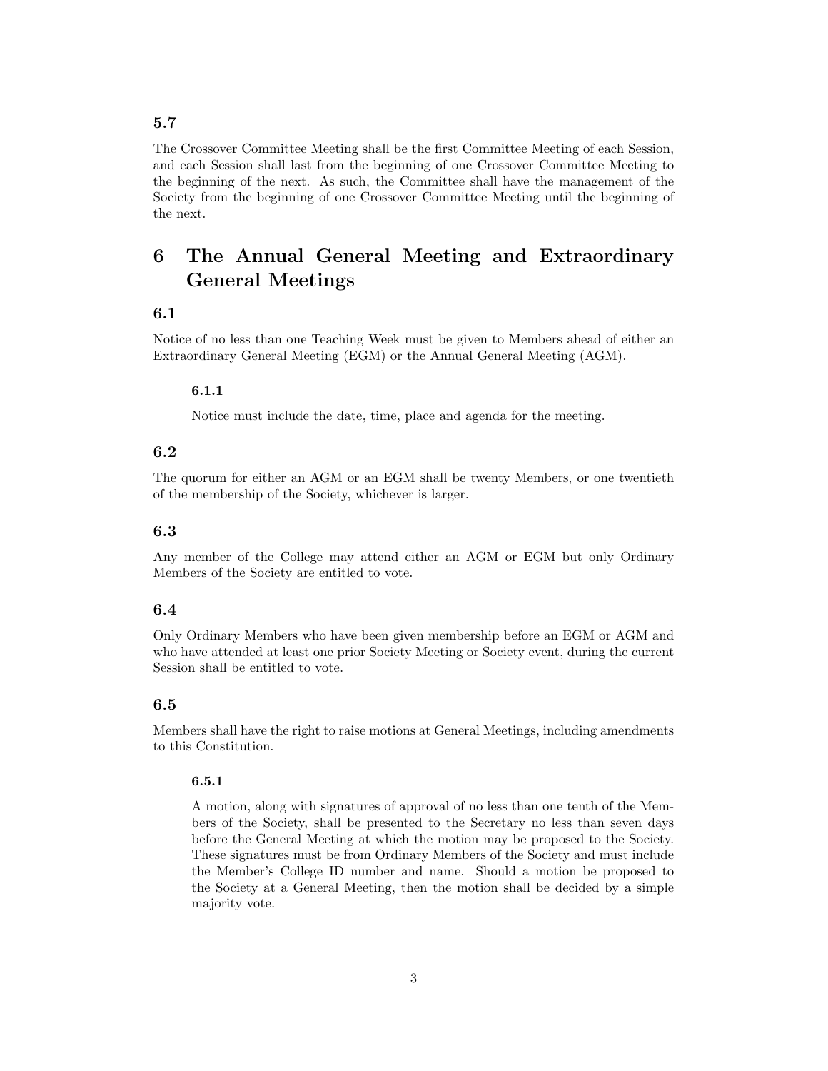### 5.7

The Crossover Committee Meeting shall be the first Committee Meeting of each Session, and each Session shall last from the beginning of one Crossover Committee Meeting to the beginning of the next. As such, the Committee shall have the management of the Society from the beginning of one Crossover Committee Meeting until the beginning of the next.

## 6 The Annual General Meeting and Extraordinary General Meetings

### 6.1

Notice of no less than one Teaching Week must be given to Members ahead of either an Extraordinary General Meeting (EGM) or the Annual General Meeting (AGM).

#### 6.1.1

Notice must include the date, time, place and agenda for the meeting.

### 6.2

The quorum for either an AGM or an EGM shall be twenty Members, or one twentieth of the membership of the Society, whichever is larger.

### 6.3

Any member of the College may attend either an AGM or EGM but only Ordinary Members of the Society are entitled to vote.

### 6.4

Only Ordinary Members who have been given membership before an EGM or AGM and who have attended at least one prior Society Meeting or Society event, during the current Session shall be entitled to vote.

### 6.5

Members shall have the right to raise motions at General Meetings, including amendments to this Constitution.

#### 6.5.1

A motion, along with signatures of approval of no less than one tenth of the Members of the Society, shall be presented to the Secretary no less than seven days before the General Meeting at which the motion may be proposed to the Society. These signatures must be from Ordinary Members of the Society and must include the Member's College ID number and name. Should a motion be proposed to the Society at a General Meeting, then the motion shall be decided by a simple majority vote.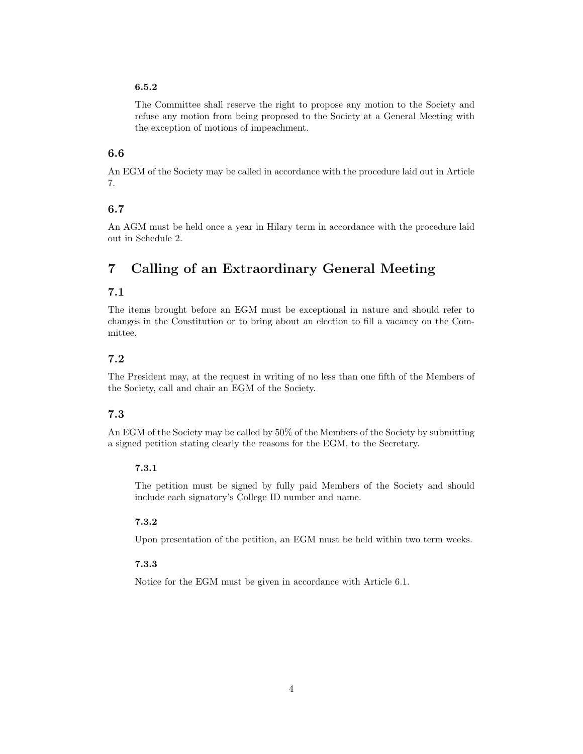#### 6.5.2

The Committee shall reserve the right to propose any motion to the Society and refuse any motion from being proposed to the Society at a General Meeting with the exception of motions of impeachment.

### 6.6

An EGM of the Society may be called in accordance with the procedure laid out in Article 7.

### 6.7

An AGM must be held once a year in Hilary term in accordance with the procedure laid out in Schedule 2.

## 7 Calling of an Extraordinary General Meeting

### 7.1

The items brought before an EGM must be exceptional in nature and should refer to changes in the Constitution or to bring about an election to fill a vacancy on the Committee.

### 7.2

The President may, at the request in writing of no less than one fifth of the Members of the Society, call and chair an EGM of the Society.

### 7.3

An EGM of the Society may be called by 50% of the Members of the Society by submitting a signed petition stating clearly the reasons for the EGM, to the Secretary.

#### 7.3.1

The petition must be signed by fully paid Members of the Society and should include each signatory's College ID number and name.

#### 7.3.2

Upon presentation of the petition, an EGM must be held within two term weeks.

#### 7.3.3

Notice for the EGM must be given in accordance with Article 6.1.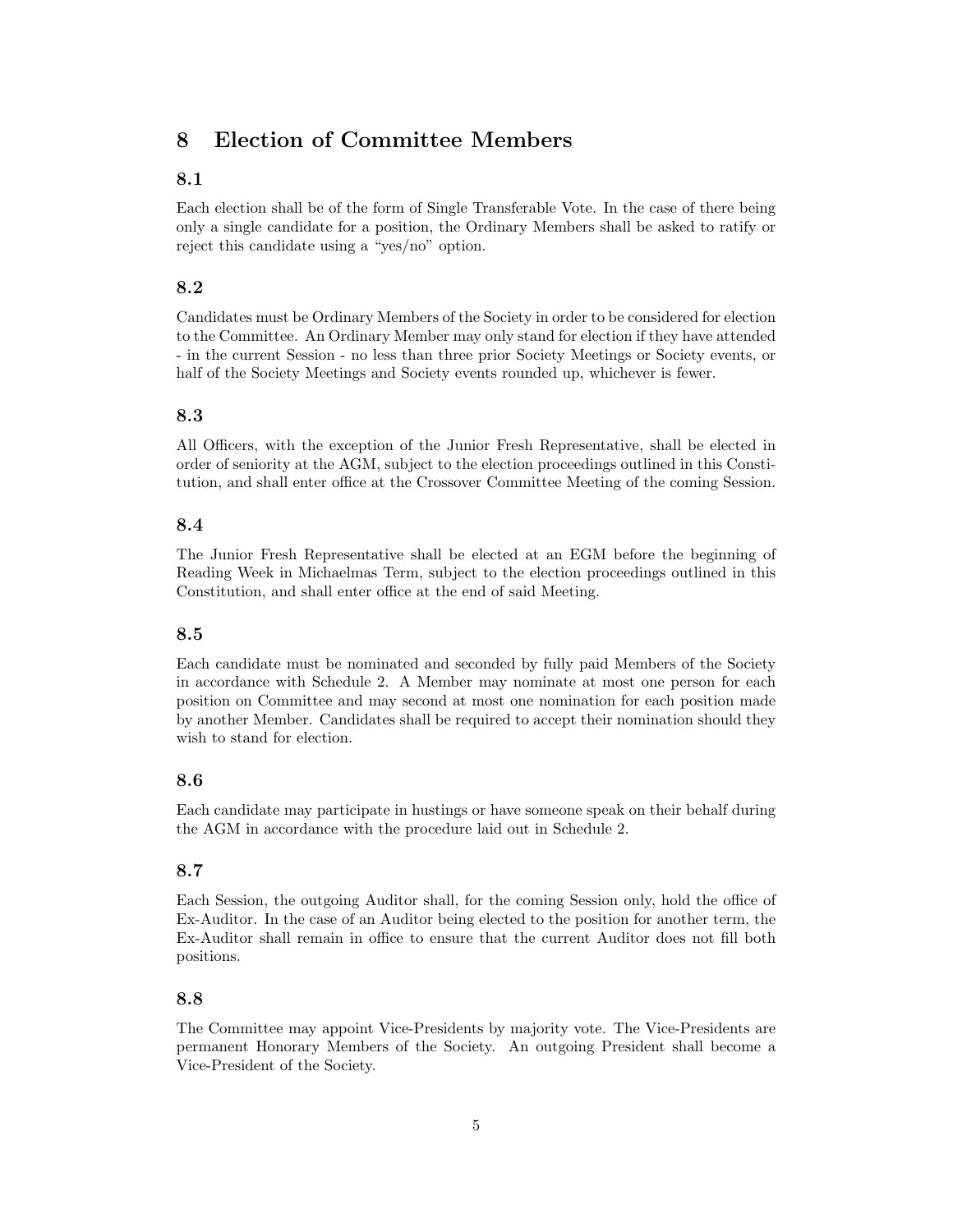## 8 Election of Committee Members

### 8.1

Each election shall be of the form of Single Transferable Vote. In the case of there being only a single candidate for a position, the Ordinary Members shall be asked to ratify or reject this candidate using a "yes/no" option.

### 8.2

Candidates must be Ordinary Members of the Society in order to be considered for election to the Committee. An Ordinary Member may only stand for election if they have attended - in the current Session - no less than three prior Society Meetings or Society events, or half of the Society Meetings and Society events rounded up, whichever is fewer.

### 8.3

All Officers, with the exception of the Junior Fresh Representative, shall be elected in order of seniority at the AGM, subject to the election proceedings outlined in this Constitution, and shall enter office at the Crossover Committee Meeting of the coming Session.

### 8.4

The Junior Fresh Representative shall be elected at an EGM before the beginning of Reading Week in Michaelmas Term, subject to the election proceedings outlined in this Constitution, and shall enter office at the end of said Meeting.

### 8.5

Each candidate must be nominated and seconded by fully paid Members of the Society in accordance with Schedule 2. A Member may nominate at most one person for each position on Committee and may second at most one nomination for each position made by another Member. Candidates shall be required to accept their nomination should they wish to stand for election.

### 8.6

Each candidate may participate in hustings or have someone speak on their behalf during the AGM in accordance with the procedure laid out in Schedule 2.

### 8.7

Each Session, the outgoing Auditor shall, for the coming Session only, hold the office of Ex-Auditor. In the case of an Auditor being elected to the position for another term, the Ex-Auditor shall remain in office to ensure that the current Auditor does not fill both positions.

### 8.8

The Committee may appoint Vice-Presidents by majority vote. The Vice-Presidents are permanent Honorary Members of the Society. An outgoing President shall become a Vice-President of the Society.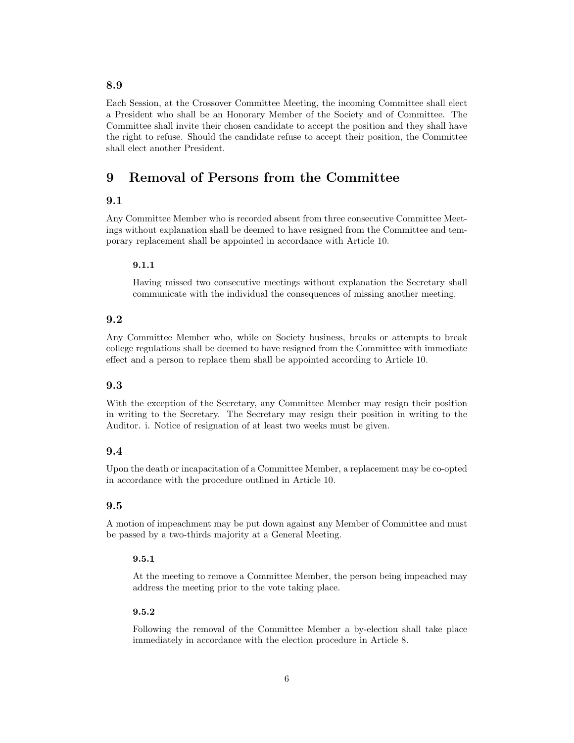### 8.9

Each Session, at the Crossover Committee Meeting, the incoming Committee shall elect a President who shall be an Honorary Member of the Society and of Committee. The Committee shall invite their chosen candidate to accept the position and they shall have the right to refuse. Should the candidate refuse to accept their position, the Committee shall elect another President.

## 9 Removal of Persons from the Committee

### 9.1

Any Committee Member who is recorded absent from three consecutive Committee Meetings without explanation shall be deemed to have resigned from the Committee and temporary replacement shall be appointed in accordance with Article 10.

#### 9.1.1

Having missed two consecutive meetings without explanation the Secretary shall communicate with the individual the consequences of missing another meeting.

### 9.2

Any Committee Member who, while on Society business, breaks or attempts to break college regulations shall be deemed to have resigned from the Committee with immediate effect and a person to replace them shall be appointed according to Article 10.

### 9.3

With the exception of the Secretary, any Committee Member may resign their position in writing to the Secretary. The Secretary may resign their position in writing to the Auditor. i. Notice of resignation of at least two weeks must be given.

### 9.4

Upon the death or incapacitation of a Committee Member, a replacement may be co-opted in accordance with the procedure outlined in Article 10.

### 9.5

A motion of impeachment may be put down against any Member of Committee and must be passed by a two-thirds majority at a General Meeting.

#### 9.5.1

At the meeting to remove a Committee Member, the person being impeached may address the meeting prior to the vote taking place.

#### 9.5.2

Following the removal of the Committee Member a by-election shall take place immediately in accordance with the election procedure in Article 8.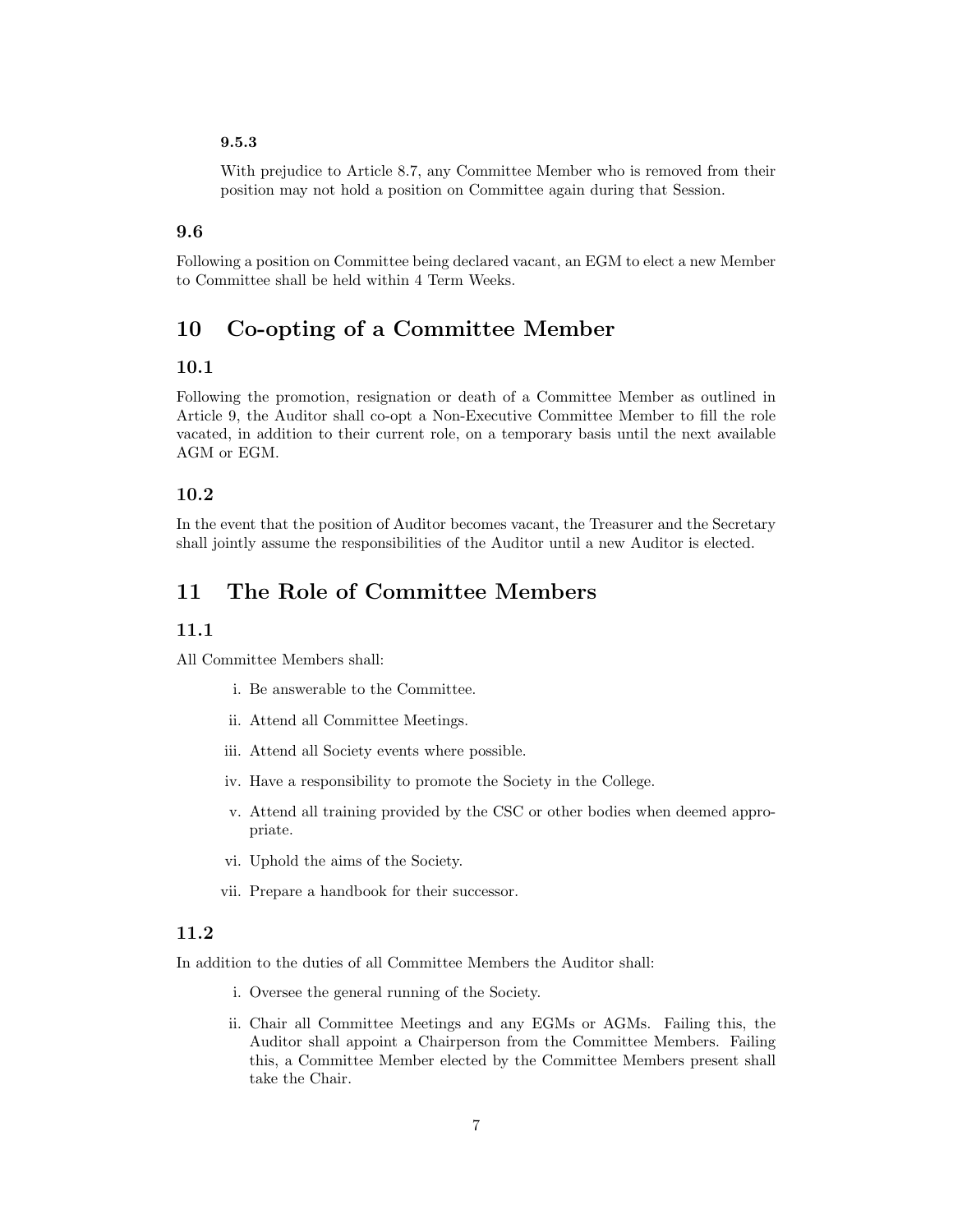#### 9.5.3

With prejudice to Article 8.7, any Committee Member who is removed from their position may not hold a position on Committee again during that Session.

### 9.6

Following a position on Committee being declared vacant, an EGM to elect a new Member to Committee shall be held within 4 Term Weeks.

## 10 Co-opting of a Committee Member

### 10.1

Following the promotion, resignation or death of a Committee Member as outlined in Article 9, the Auditor shall co-opt a Non-Executive Committee Member to fill the role vacated, in addition to their current role, on a temporary basis until the next available AGM or EGM.

### 10.2

In the event that the position of Auditor becomes vacant, the Treasurer and the Secretary shall jointly assume the responsibilities of the Auditor until a new Auditor is elected.

## 11 The Role of Committee Members

### 11.1

All Committee Members shall:

i. Be answerable to the Committee.

ii. Attend all Committee Meetings.

iii. Attend all Society events where possible.

iv. Have a responsibility to promote the Society in the College.

v. Attend all training provided by the CSC or other bodies when deemed appropriate.

vi. Uphold the aims of the Society.

vii. Prepare a handbook for their successor.

### 11.2

In addition to the duties of all Committee Members the Auditor shall:

i. Oversee the general running of the Society.

ii. Chair all Committee Meetings and any EGMs or AGMs. Failing this, the Auditor shall appoint a Chairperson from the Committee Members. Failing this, a Committee Member elected by the Committee Members present shall take the Chair.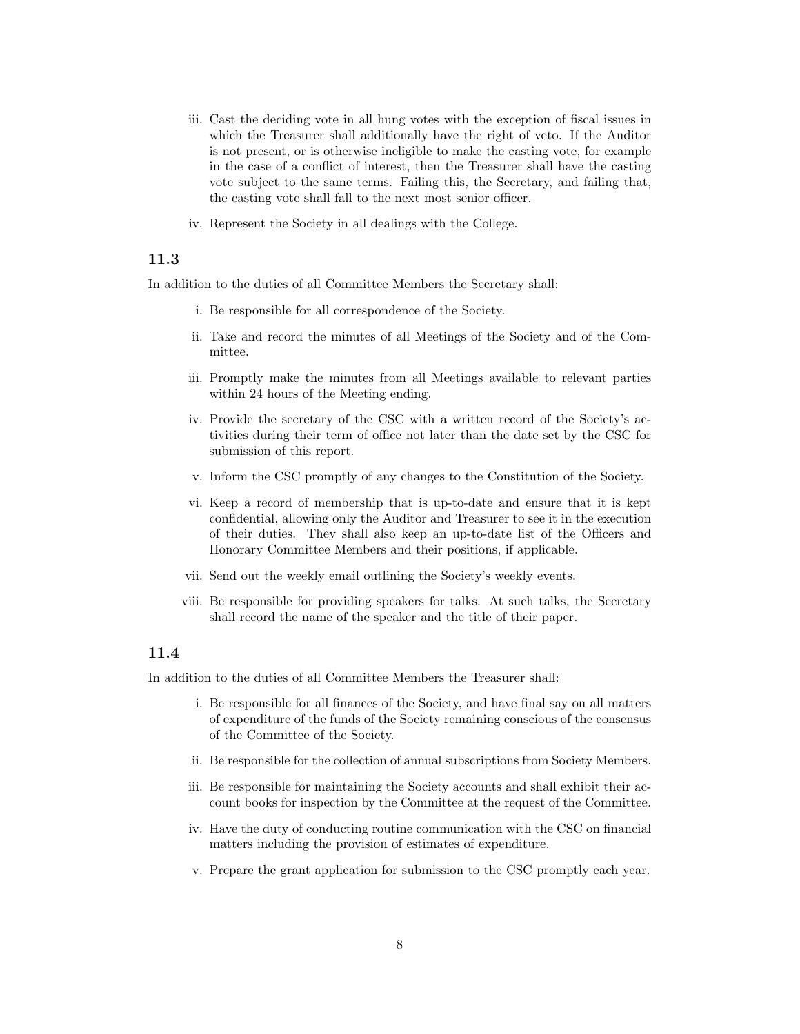iii. Cast the deciding vote in all hung votes with the exception of fiscal issues in which the Treasurer shall additionally have the right of veto. If the Auditor is not present, or is otherwise ineligible to make the casting vote, for example in the case of a conflict of interest, then the Treasurer shall have the casting vote subject to the same terms. Failing this, the Secretary, and failing that, the casting vote shall fall to the next most senior officer.

iv. Represent the Society in all dealings with the College.

### 11.3

In addition to the duties of all Committee Members the Secretary shall:

i. Be responsible for all correspondence of the Society.

ii. Take and record the minutes of all Meetings of the Society and of the Committee.

iii. Promptly make the minutes from all Meetings available to relevant parties within 24 hours of the Meeting ending.

iv. Provide the secretary of the CSC with a written record of the Society's activities during their term of office not later than the date set by the CSC for submission of this report.

v. Inform the CSC promptly of any changes to the Constitution of the Society.

vi. Keep a record of membership that is up-to-date and ensure that it is kept confidential, allowing only the Auditor and Treasurer to see it in the execution of their duties. They shall also keep an up-to-date list of the Officers and Honorary Committee Members and their positions, if applicable.

vii. Send out the weekly email outlining the Society's weekly events.

viii. Be responsible for providing speakers for talks. At such talks, the Secretary shall record the name of the speaker and the title of their paper.

### 11.4

In addition to the duties of all Committee Members the Treasurer shall:

i. Be responsible for all finances of the Society, and have final say on all matters of expenditure of the funds of the Society remaining conscious of the consensus of the Committee of the Society.

ii. Be responsible for the collection of annual subscriptions from Society Members.

iii. Be responsible for maintaining the Society accounts and shall exhibit their account books for inspection by the Committee at the request of the Committee.

iv. Have the duty of conducting routine communication with the CSC on financial matters including the provision of estimates of expenditure.

v. Prepare the grant application for submission to the CSC promptly each year.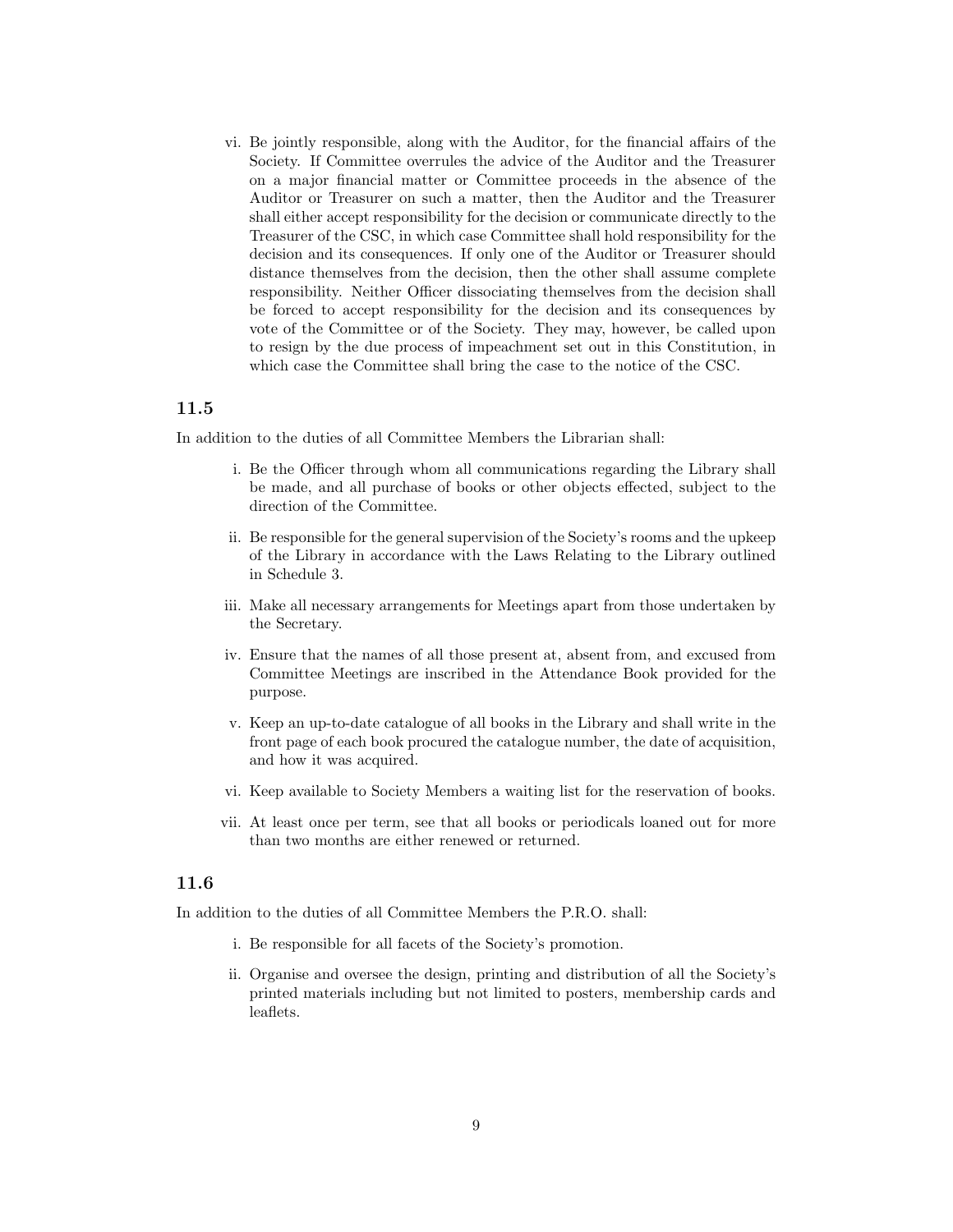vi. Be jointly responsible, along with the Auditor, for the financial affairs of the Society. If Committee overrules the advice of the Auditor and the Treasurer on a major financial matter or Committee proceeds in the absence of the Auditor or Treasurer on such a matter, then the Auditor and the Treasurer shall either accept responsibility for the decision or communicate directly to the Treasurer of the CSC, in which case Committee shall hold responsibility for the decision and its consequences. If only one of the Auditor or Treasurer should distance themselves from the decision, then the other shall assume complete responsibility. Neither Officer dissociating themselves from the decision shall be forced to accept responsibility for the decision and its consequences by vote of the Committee or of the Society. They may, however, be called upon to resign by the due process of impeachment set out in this Constitution, in which case the Committee shall bring the case to the notice of the CSC.

### 11.5

In addition to the duties of all Committee Members the Librarian shall:

i. Be the Officer through whom all communications regarding the Library shall be made, and all purchase of books or other objects effected, subject to the direction of the Committee.

ii. Be responsible for the general supervision of the Society's rooms and the upkeep of the Library in accordance with the Laws Relating to the Library outlined in Schedule 3.

iii. Make all necessary arrangements for Meetings apart from those undertaken by the Secretary.

iv. Ensure that the names of all those present at, absent from, and excused from Committee Meetings are inscribed in the Attendance Book provided for the purpose.

v. Keep an up-to-date catalogue of all books in the Library and shall write in the front page of each book procured the catalogue number, the date of acquisition, and how it was acquired.

vi. Keep available to Society Members a waiting list for the reservation of books.

vii. At least once per term, see that all books or periodicals loaned out for more than two months are either renewed or returned.

### 11.6

In addition to the duties of all Committee Members the P.R.O. shall:

i. Be responsible for all facets of the Society's promotion.

ii. Organise and oversee the design, printing and distribution of all the Society's printed materials including but not limited to posters, membership cards and leaflets.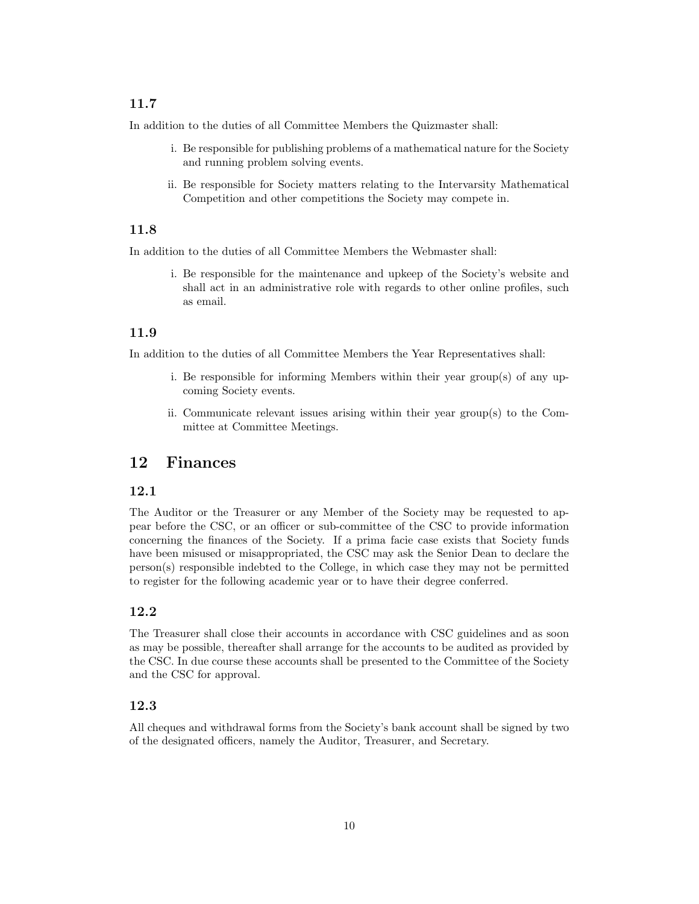### 11.7

In addition to the duties of all Committee Members the Quizmaster shall:

i. Be responsible for publishing problems of a mathematical nature for the Society and running problem solving events.

ii. Be responsible for Society matters relating to the Intervarsity Mathematical Competition and other competitions the Society may compete in.

### 11.8

In addition to the duties of all Committee Members the Webmaster shall:

i. Be responsible for the maintenance and upkeep of the Society's website and shall act in an administrative role with regards to other online profiles, such as email.

### 11.9

In addition to the duties of all Committee Members the Year Representatives shall:

i. Be responsible for informing Members within their year group(s) of any upcoming Society events.

ii. Communicate relevant issues arising within their year group(s) to the Committee at Committee Meetings.

## 12 Finances

### 12.1

The Auditor or the Treasurer or any Member of the Society may be requested to appear before the CSC, or an officer or sub-committee of the CSC to provide information concerning the finances of the Society. If a prima facie case exists that Society funds have been misused or misappropriated, the CSC may ask the Senior Dean to declare the person(s) responsible indebted to the College, in which case they may not be permitted to register for the following academic year or to have their degree conferred.

### 12.2

The Treasurer shall close their accounts in accordance with CSC guidelines and as soon as may be possible, thereafter shall arrange for the accounts to be audited as provided by the CSC. In due course these accounts shall be presented to the Committee of the Society and the CSC for approval.

### 12.3

All cheques and withdrawal forms from the Society's bank account shall be signed by two of the designated officers, namely the Auditor, Treasurer, and Secretary.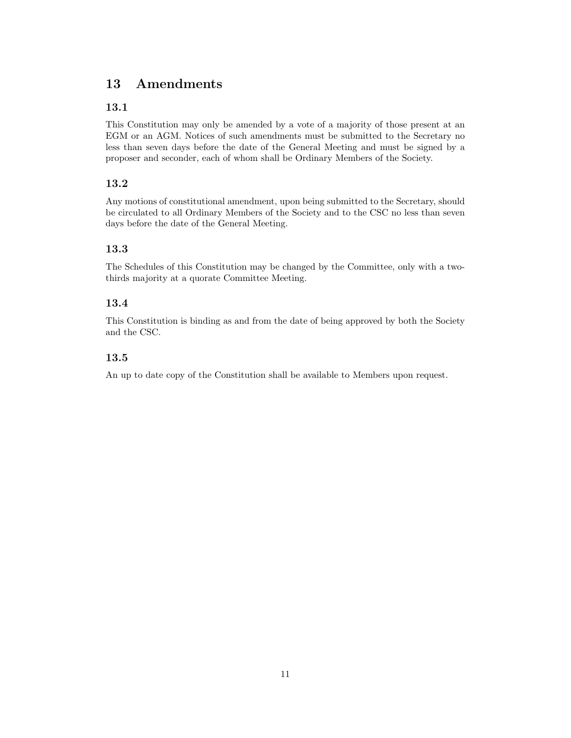# 13 Amendments

## 13.1

This Constitution may only be amended by a vote of a majority of those present at an EGM or an AGM. Notices of such amendments must be submitted to the Secretary no less than seven days before the date of the General Meeting and must be signed by a proposer and seconder, each of whom shall be Ordinary Members of the Society.

## 13.2

Any motions of constitutional amendment, upon being submitted to the Secretary, should be circulated to all Ordinary Members of the Society and to the CSC no less than seven days before the date of the General Meeting.

## 13.3

The Schedules of this Constitution may be changed by the Committee, only with a two-thirds majority at a quorate Committee Meeting.

## 13.4

This Constitution is binding as and from the date of being approved by both the Society and the CSC.

## 13.5

An up to date copy of the Constitution shall be available to Members upon request.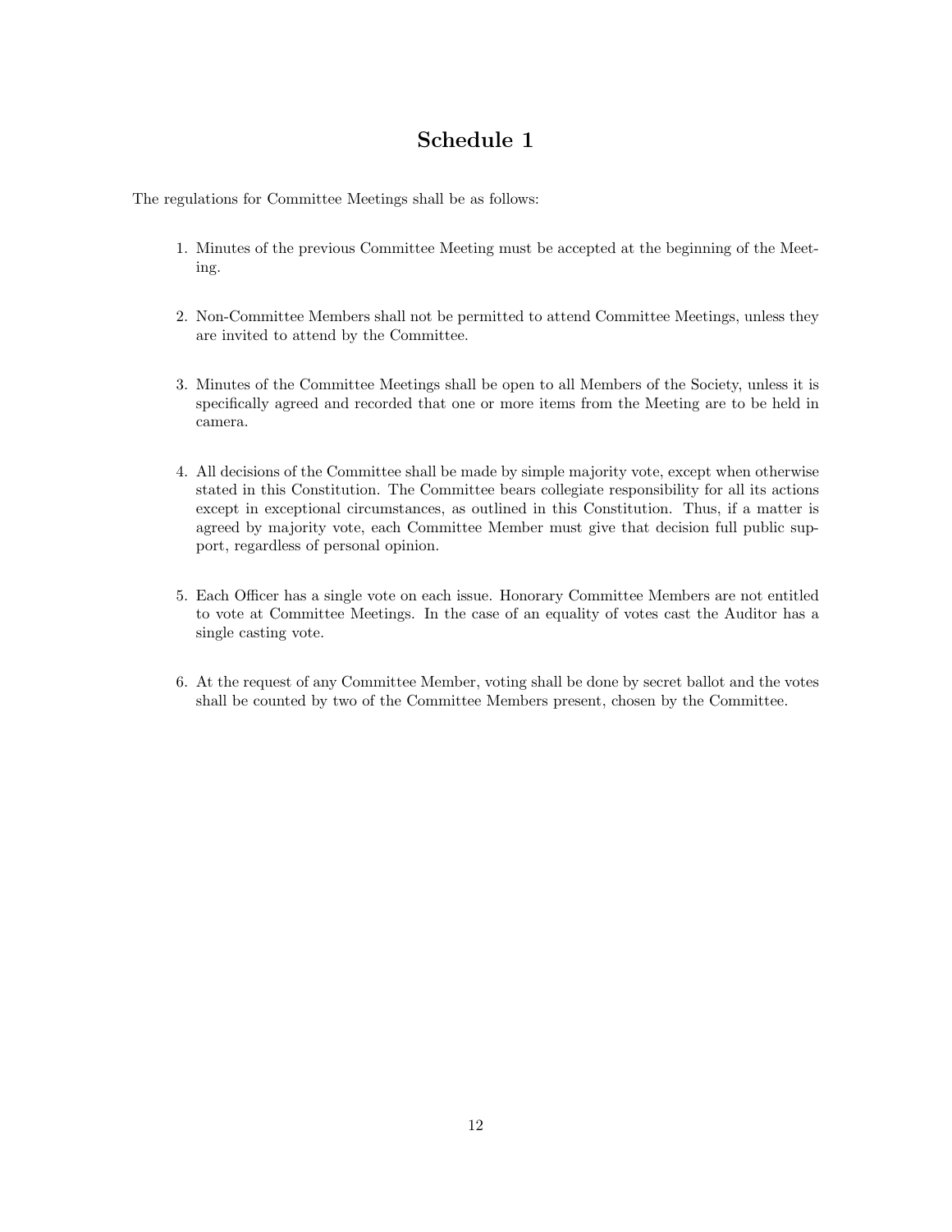# Schedule 1

The regulations for Committee Meetings shall be as follows:

1. Minutes of the previous Committee Meeting must be accepted at the beginning of the Meeting.

2. Non-Committee Members shall not be permitted to attend Committee Meetings, unless they are invited to attend by the Committee.

3. Minutes of the Committee Meetings shall be open to all Members of the Society, unless it is specifically agreed and recorded that one or more items from the Meeting are to be held in camera.

4. All decisions of the Committee shall be made by simple majority vote, except when otherwise stated in this Constitution. The Committee bears collegiate responsibility for all its actions except in exceptional circumstances, as outlined in this Constitution. Thus, if a matter is agreed by majority vote, each Committee Member must give that decision full public support, regardless of personal opinion.

5. Each Officer has a single vote on each issue. Honorary Committee Members are not entitled to vote at Committee Meetings. In the case of an equality of votes cast the Auditor has a single casting vote.

6. At the request of any Committee Member, voting shall be done by secret ballot and the votes shall be counted by two of the Committee Members present, chosen by the Committee.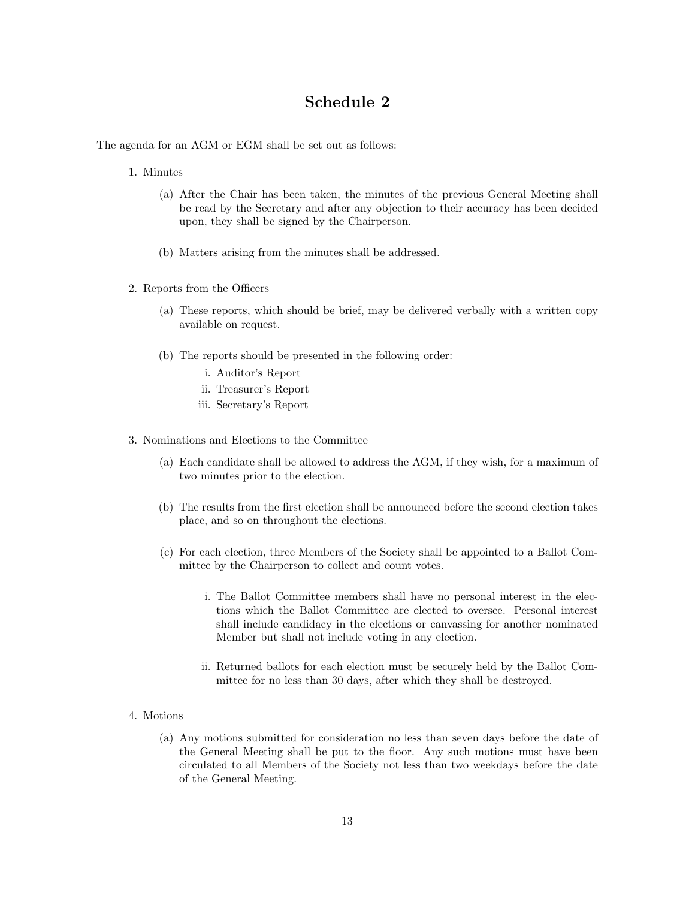# Schedule 2

The agenda for an AGM or EGM shall be set out as follows:

1. Minutes

   (a) After the Chair has been taken, the minutes of the previous General Meeting shall be read by the Secretary and after any objection to their accuracy has been decided upon, they shall be signed by the Chairperson.

   (b) Matters arising from the minutes shall be addressed.

2. Reports from the Officers

   (a) These reports, which should be brief, may be delivered verbally with a written copy available on request.

   (b) The reports should be presented in the following order:

      i. Auditor's Report
      ii. Treasurer's Report
      iii. Secretary's Report

3. Nominations and Elections to the Committee

   (a) Each candidate shall be allowed to address the AGM, if they wish, for a maximum of two minutes prior to the election.

   (b) The results from the first election shall be announced before the second election takes place, and so on throughout the elections.

   (c) For each election, three Members of the Society shall be appointed to a Ballot Committee by the Chairperson to collect and count votes.

      i. The Ballot Committee members shall have no personal interest in the elections which the Ballot Committee are elected to oversee. Personal interest shall include candidacy in the elections or canvassing for another nominated Member but shall not include voting in any election.

      ii. Returned ballots for each election must be securely held by the Ballot Committee for no less than 30 days, after which they shall be destroyed.

4. Motions

   (a) Any motions submitted for consideration no less than seven days before the date of the General Meeting shall be put to the floor. Any such motions must have been circulated to all Members of the Society not less than two weekdays before the date of the General Meeting.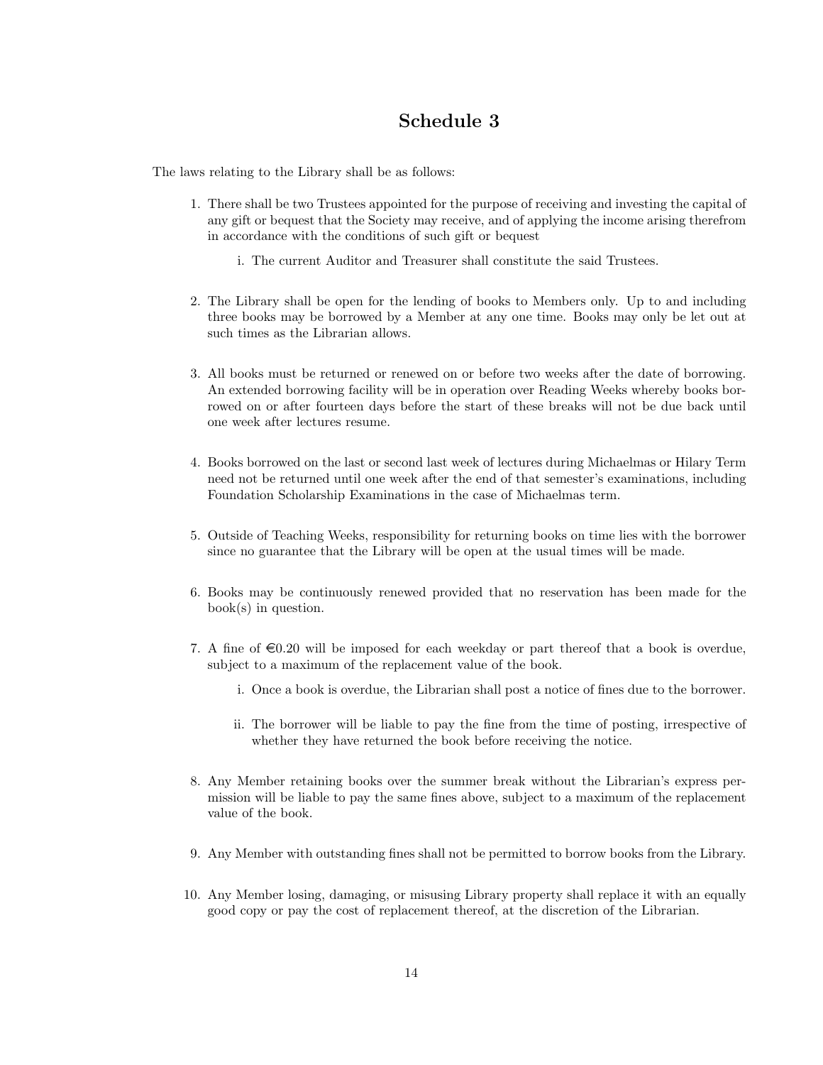# Schedule 3

The laws relating to the Library shall be as follows:

1. There shall be two Trustees appointed for the purpose of receiving and investing the capital of any gift or bequest that the Society may receive, and of applying the income arising therefrom in accordance with the conditions of such gift or bequest

   i. The current Auditor and Treasurer shall constitute the said Trustees.

2. The Library shall be open for the lending of books to Members only. Up to and including three books may be borrowed by a Member at any one time. Books may only be let out at such times as the Librarian allows.

3. All books must be returned or renewed on or before two weeks after the date of borrowing. An extended borrowing facility will be in operation over Reading Weeks whereby books borrowed on or after fourteen days before the start of these breaks will not be due back until one week after lectures resume.

4. Books borrowed on the last or second last week of lectures during Michaelmas or Hilary Term need not be returned until one week after the end of that semester's examinations, including Foundation Scholarship Examinations in the case of Michaelmas term.

5. Outside of Teaching Weeks, responsibility for returning books on time lies with the borrower since no guarantee that the Library will be open at the usual times will be made.

6. Books may be continuously renewed provided that no reservation has been made for the book(s) in question.

7. A fine of €0.20 will be imposed for each weekday or part thereof that a book is overdue, subject to a maximum of the replacement value of the book.

   i. Once a book is overdue, the Librarian shall post a notice of fines due to the borrower.

   ii. The borrower will be liable to pay the fine from the time of posting, irrespective of whether they have returned the book before receiving the notice.

8. Any Member retaining books over the summer break without the Librarian's express permission will be liable to pay the same fines above, subject to a maximum of the replacement value of the book.

9. Any Member with outstanding fines shall not be permitted to borrow books from the Library.

10. Any Member losing, damaging, or misusing Library property shall replace it with an equally good copy or pay the cost of replacement thereof, at the discretion of the Librarian.